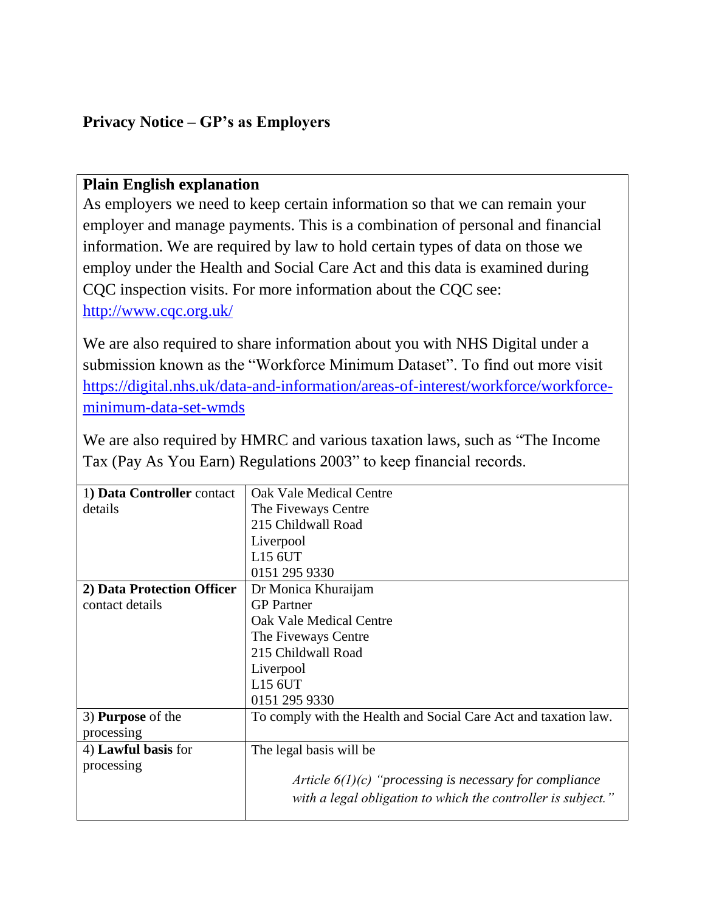# Privacy Notice – GP's as Employers

**Plain English explanation**

As employers we need to keep certain information so that we can remain your employer and manage payments. This is a combination of personal and financial information. We are required by law to hold certain types of data on those we employ under the Health and Social Care Act and this data is examined during CQC inspection visits. For more information about the CQC see: http://www.cqc.org.uk/

We are also required to share information about you with NHS Digital under a submission known as the "Workforce Minimum Dataset". To find out more visit https://digital.nhs.uk/data-and-information/areas-of-interest/workforce/workforce-minimum-data-set-wmds

We are also required by HMRC and various taxation laws, such as "The Income Tax (Pay As You Earn) Regulations 2003" to keep financial records.

| | |
|---|---|
| 1) **Data Controller** contact details | Oak Vale Medical Centre<br>The Fiveways Centre<br>215 Childwall Road<br>Liverpool<br>L15 6UT<br>0151 295 9330 |
| **2) Data Protection Officer** contact details | Dr Monica Khuraijam<br>GP Partner<br>Oak Vale Medical Centre<br>The Fiveways Centre<br>215 Childwall Road<br>Liverpool<br>L15 6UT<br>0151 295 9330 |
| 3) **Purpose** of the processing | To comply with the Health and Social Care Act and taxation law. |
| 4) **Lawful basis** for processing | The legal basis will be<br><br>*Article 6(1)(c) "processing is necessary for compliance with a legal obligation to which the controller is subject."* |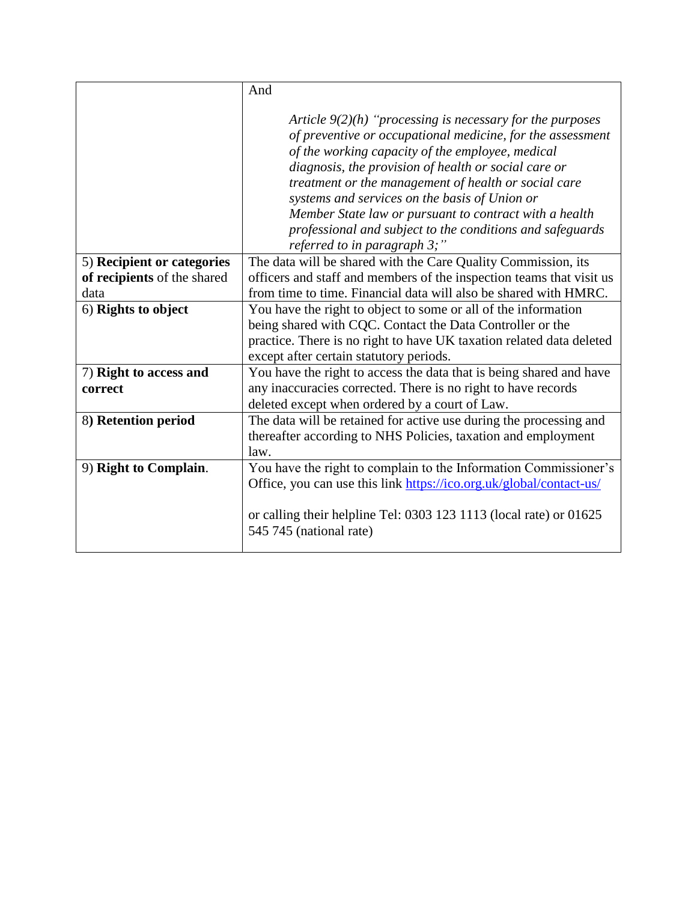| | |
|---|---|
| | And<br><br>*Article 9(2)(h) "processing is necessary for the purposes of preventive or occupational medicine, for the assessment of the working capacity of the employee, medical diagnosis, the provision of health or social care or treatment or the management of health or social care systems and services on the basis of Union or Member State law or pursuant to contract with a health professional and subject to the conditions and safeguards referred to in paragraph 3;"* |
| 5) **Recipient or categories of recipients** of the shared data | The data will be shared with the Care Quality Commission, its officers and staff and members of the inspection teams that visit us from time to time. Financial data will also be shared with HMRC. |
| 6) **Rights to object** | You have the right to object to some or all of the information being shared with CQC. Contact the Data Controller or the practice. There is no right to have UK taxation related data deleted except after certain statutory periods. |
| 7) **Right to access and correct** | You have the right to access the data that is being shared and have any inaccuracies corrected. There is no right to have records deleted except when ordered by a court of Law. |
| 8**) Retention period** | The data will be retained for active use during the processing and thereafter according to NHS Policies, taxation and employment law. |
| 9) **Right to Complain**. | You have the right to complain to the Information Commissioner's Office, you can use this link https://ico.org.uk/global/contact-us/<br><br>or calling their helpline Tel: 0303 123 1113 (local rate) or 01625 545 745 (national rate) |